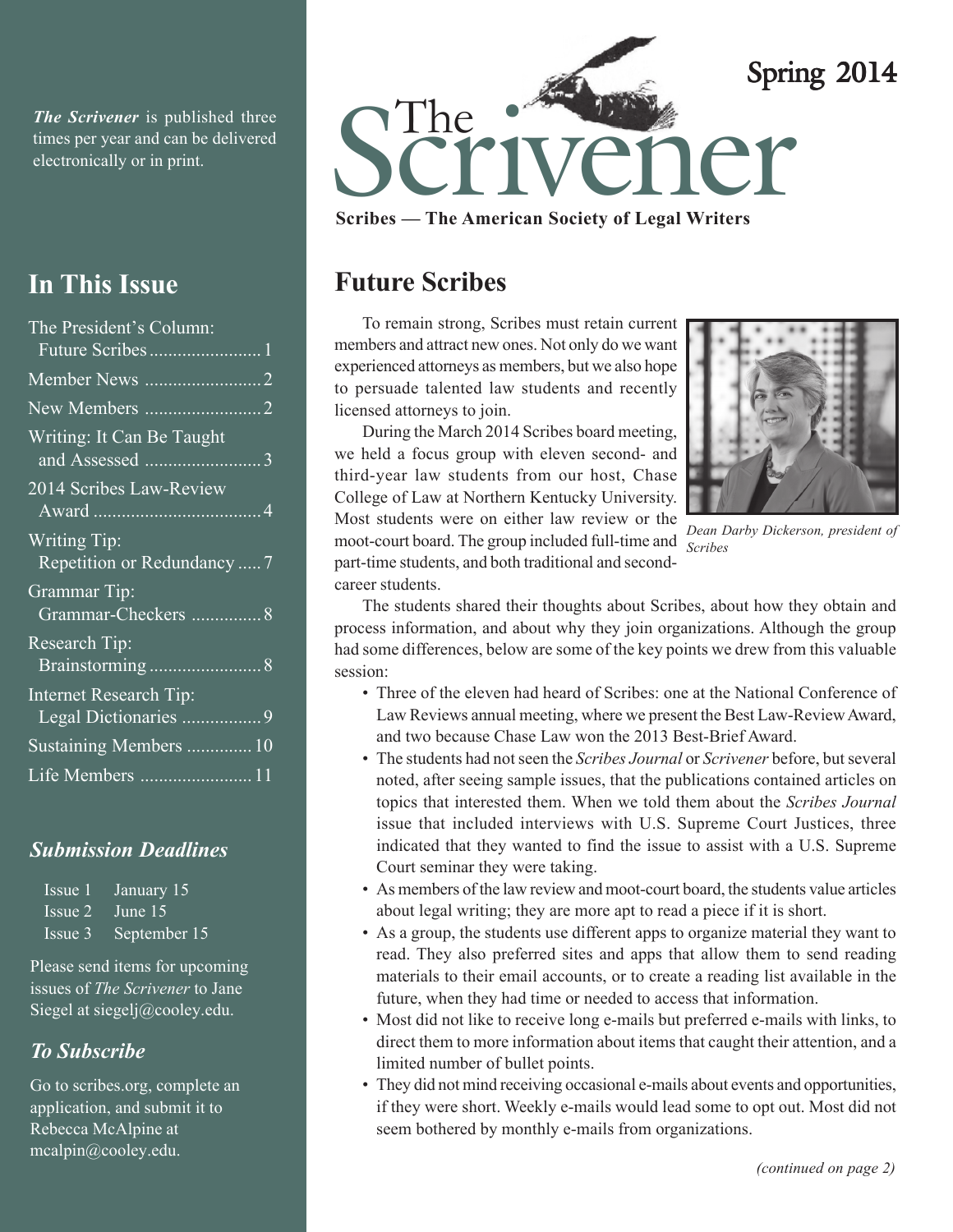# The Scrivener

Spring 2014

**Scribes — The American Society of Legal Writers**

*The Scrivener* is published three times per year and can be delivered electronically or in print.

## In This Issue

- The President's Column: Future Scribes ........ 1
- Member News ........ 2
- New Members ........ 2
- Writing: It Can Be Taught and Assessed ........ 3
- 2014 Scribes Law-Review Award ........ 4
- Writing Tip: Repetition or Redundancy ........ 7
- Grammar Tip: Grammar-Checkers ........ 8
- Research Tip: Brainstorming ........ 8
- Internet Research Tip: Legal Dictionaries ........ 9
- Sustaining Members ........ 10
- Life Members ........ 11

### *Submission Deadlines*

| | |
|---|---|
| Issue 1 | January 15 |
| Issue 2 | June 15 |
| Issue 3 | September 15 |

Please send items for upcoming issues of *The Scrivener* to Jane Siegel at siegelj@cooley.edu.

### *To Subscribe*

Go to scribes.org, complete an application, and submit it to Rebecca McAlpine at mcalpin@cooley.edu.

## Future Scribes

To remain strong, Scribes must retain current members and attract new ones. Not only do we want experienced attorneys as members, but we also hope to persuade talented law students and recently licensed attorneys to join.

*Dean Darby Dickerson, president of Scribes*

During the March 2014 Scribes board meeting, we held a focus group with eleven second- and third-year law students from our host, Chase College of Law at Northern Kentucky University. Most students were on either law review or the moot-court board. The group included full-time and part-time students, and both traditional and second-career students.

The students shared their thoughts about Scribes, about how they obtain and process information, and about why they join organizations. Although the group had some differences, below are some of the key points we drew from this valuable session:

- Three of the eleven had heard of Scribes: one at the National Conference of Law Reviews annual meeting, where we present the Best Law-Review Award, and two because Chase Law won the 2013 Best-Brief Award.
- The students had not seen the *Scribes Journal* or *Scrivener* before, but several noted, after seeing sample issues, that the publications contained articles on topics that interested them. When we told them about the *Scribes Journal* issue that included interviews with U.S. Supreme Court Justices, three indicated that they wanted to find the issue to assist with a U.S. Supreme Court seminar they were taking.
- As members of the law review and moot-court board, the students value articles about legal writing; they are more apt to read a piece if it is short.
- As a group, the students use different apps to organize material they want to read. They also preferred sites and apps that allow them to send reading materials to their email accounts, or to create a reading list available in the future, when they had time or needed to access that information.
- Most did not like to receive long e-mails but preferred e-mails with links, to direct them to more information about items that caught their attention, and a limited number of bullet points.
- They did not mind receiving occasional e-mails about events and opportunities, if they were short. Weekly e-mails would lead some to opt out. Most did not seem bothered by monthly e-mails from organizations.

*(continued on page 2)*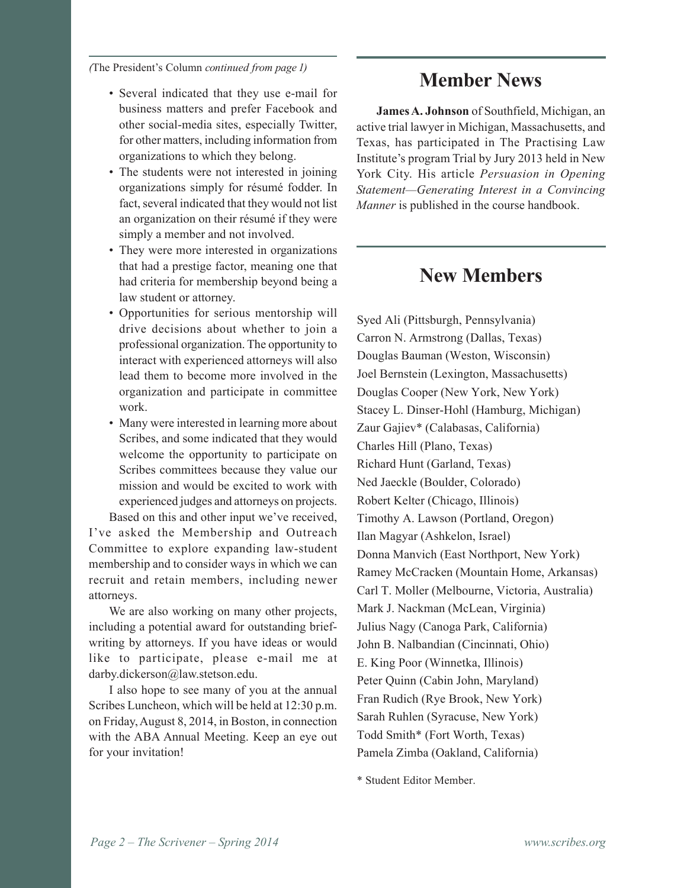*(The President's Column continued from page 1)*

- Several indicated that they use e-mail for business matters and prefer Facebook and other social-media sites, especially Twitter, for other matters, including information from organizations to which they belong.
- The students were not interested in joining organizations simply for résumé fodder. In fact, several indicated that they would not list an organization on their résumé if they were simply a member and not involved.
- They were more interested in organizations that had a prestige factor, meaning one that had criteria for membership beyond being a law student or attorney.
- Opportunities for serious mentorship will drive decisions about whether to join a professional organization. The opportunity to interact with experienced attorneys will also lead them to become more involved in the organization and participate in committee work.
- Many were interested in learning more about Scribes, and some indicated that they would welcome the opportunity to participate on Scribes committees because they value our mission and would be excited to work with experienced judges and attorneys on projects.

Based on this and other input we've received, I've asked the Membership and Outreach Committee to explore expanding law-student membership and to consider ways in which we can recruit and retain members, including newer attorneys.

We are also working on many other projects, including a potential award for outstanding brief-writing by attorneys. If you have ideas or would like to participate, please e-mail me at darby.dickerson@law.stetson.edu.

I also hope to see many of you at the annual Scribes Luncheon, which will be held at 12:30 p.m. on Friday, August 8, 2014, in Boston, in connection with the ABA Annual Meeting. Keep an eye out for your invitation!

## Member News

**James A. Johnson** of Southfield, Michigan, an active trial lawyer in Michigan, Massachusetts, and Texas, has participated in The Practising Law Institute's program Trial by Jury 2013 held in New York City. His article *Persuasion in Opening Statement—Generating Interest in a Convincing Manner* is published in the course handbook.

## New Members

Syed Ali (Pittsburgh, Pennsylvania)
Carron N. Armstrong (Dallas, Texas)
Douglas Bauman (Weston, Wisconsin)
Joel Bernstein (Lexington, Massachusetts)
Douglas Cooper (New York, New York)
Stacey L. Dinser-Hohl (Hamburg, Michigan)
Zaur Gajiev* (Calabasas, California)
Charles Hill (Plano, Texas)
Richard Hunt (Garland, Texas)
Ned Jaeckle (Boulder, Colorado)
Robert Kelter (Chicago, Illinois)
Timothy A. Lawson (Portland, Oregon)
Ilan Magyar (Ashkelon, Israel)
Donna Manvich (East Northport, New York)
Ramey McCracken (Mountain Home, Arkansas)
Carl T. Moller (Melbourne, Victoria, Australia)
Mark J. Nackman (McLean, Virginia)
Julius Nagy (Canoga Park, California)
John B. Nalbandian (Cincinnati, Ohio)
E. King Poor (Winnetka, Illinois)
Peter Quinn (Cabin John, Maryland)
Fran Rudich (Rye Brook, New York)
Sarah Ruhlen (Syracuse, New York)
Todd Smith* (Fort Worth, Texas)
Pamela Zimba (Oakland, California)

\* Student Editor Member.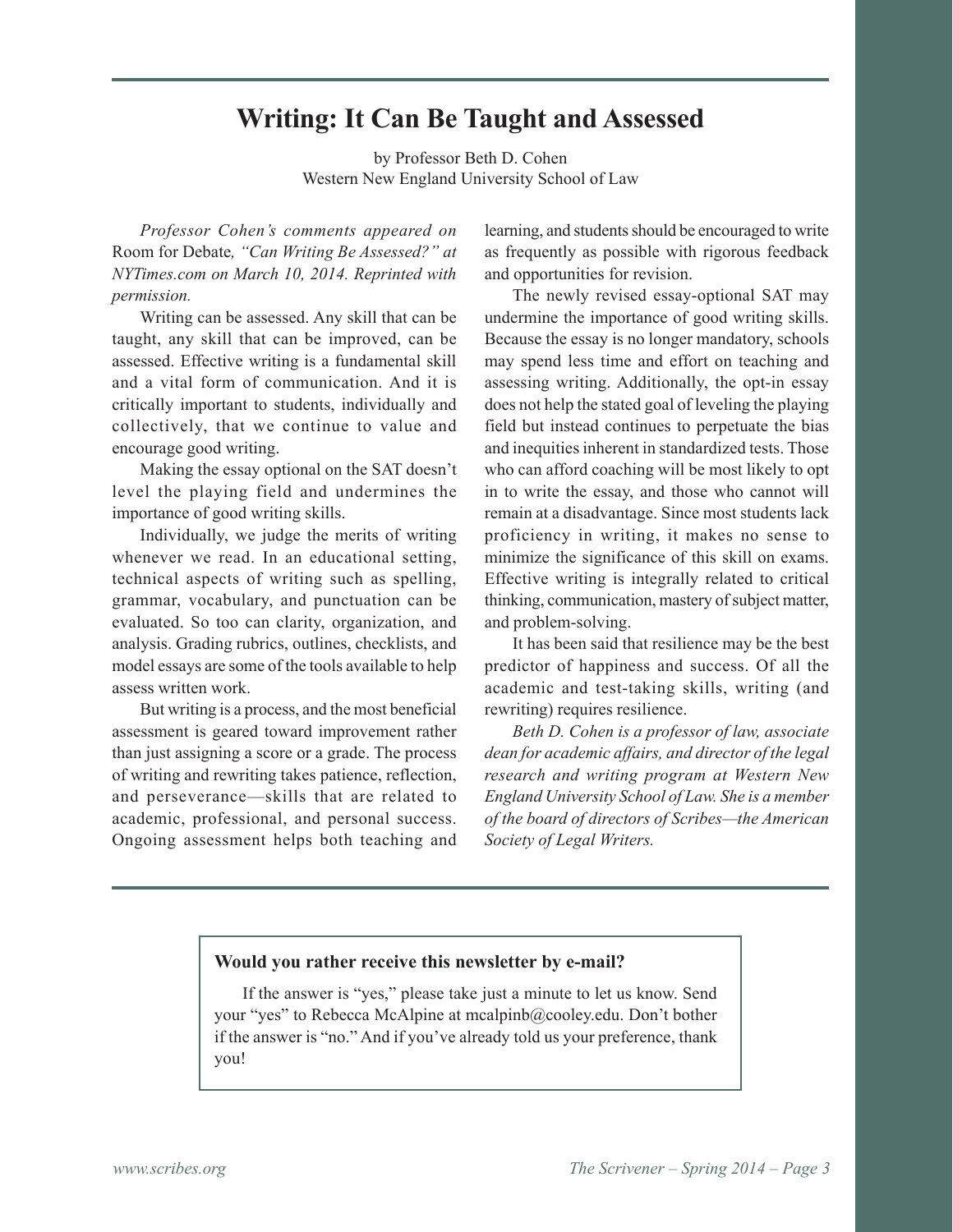# Writing: It Can Be Taught and Assessed

by Professor Beth D. Cohen
Western New England University School of Law

*Professor Cohen's comments appeared on* Room for Debate*, "Can Writing Be Assessed?" at NYTimes.com on March 10, 2014. Reprinted with permission.*

Writing can be assessed. Any skill that can be taught, any skill that can be improved, can be assessed. Effective writing is a fundamental skill and a vital form of communication. And it is critically important to students, individually and collectively, that we continue to value and encourage good writing.

Making the essay optional on the SAT doesn't level the playing field and undermines the importance of good writing skills.

Individually, we judge the merits of writing whenever we read. In an educational setting, technical aspects of writing such as spelling, grammar, vocabulary, and punctuation can be evaluated. So too can clarity, organization, and analysis. Grading rubrics, outlines, checklists, and model essays are some of the tools available to help assess written work.

But writing is a process, and the most beneficial assessment is geared toward improvement rather than just assigning a score or a grade. The process of writing and rewriting takes patience, reflection, and perseverance—skills that are related to academic, professional, and personal success. Ongoing assessment helps both teaching and learning, and students should be encouraged to write as frequently as possible with rigorous feedback and opportunities for revision.

The newly revised essay-optional SAT may undermine the importance of good writing skills. Because the essay is no longer mandatory, schools may spend less time and effort on teaching and assessing writing. Additionally, the opt-in essay does not help the stated goal of leveling the playing field but instead continues to perpetuate the bias and inequities inherent in standardized tests. Those who can afford coaching will be most likely to opt in to write the essay, and those who cannot will remain at a disadvantage. Since most students lack proficiency in writing, it makes no sense to minimize the significance of this skill on exams. Effective writing is integrally related to critical thinking, communication, mastery of subject matter, and problem-solving.

It has been said that resilience may be the best predictor of happiness and success. Of all the academic and test-taking skills, writing (and rewriting) requires resilience.

*Beth D. Cohen is a professor of law, associate dean for academic affairs, and director of the legal research and writing program at Western New England University School of Law. She is a member of the board of directors of Scribes—the American Society of Legal Writers.*

---

**Would you rather receive this newsletter by e-mail?**

If the answer is "yes," please take just a minute to let us know. Send your "yes" to Rebecca McAlpine at mcalpinb@cooley.edu. Don't bother if the answer is "no." And if you've already told us your preference, thank you!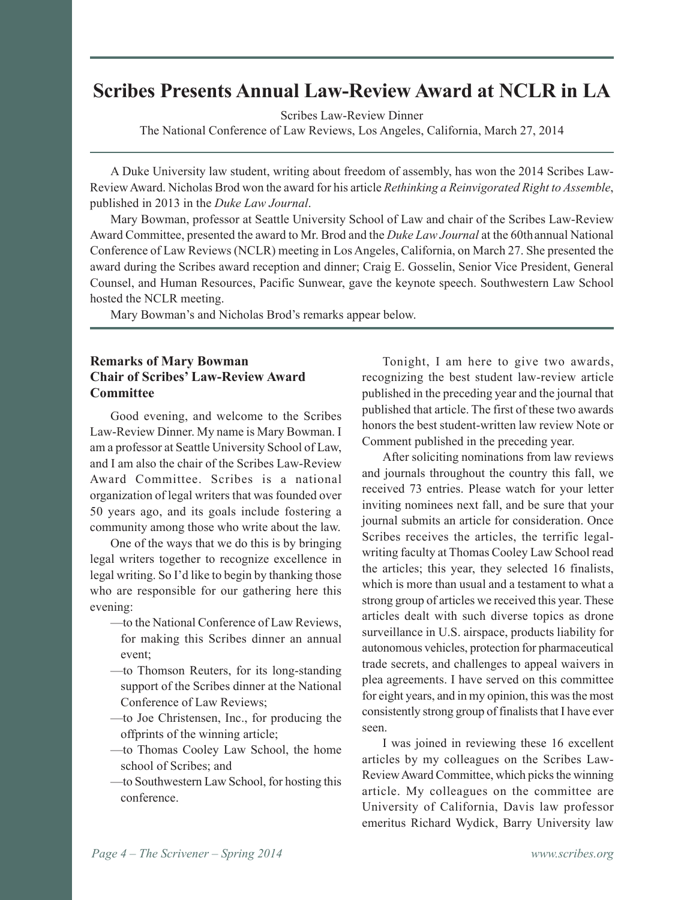# Scribes Presents Annual Law-Review Award at NCLR in LA

Scribes Law-Review Dinner
The National Conference of Law Reviews, Los Angeles, California, March 27, 2014

A Duke University law student, writing about freedom of assembly, has won the 2014 Scribes Law-Review Award. Nicholas Brod won the award for his article *Rethinking a Reinvigorated Right to Assemble*, published in 2013 in the *Duke Law Journal*.

Mary Bowman, professor at Seattle University School of Law and chair of the Scribes Law-Review Award Committee, presented the award to Mr. Brod and the *Duke Law Journal* at the 60th annual National Conference of Law Reviews (NCLR) meeting in Los Angeles, California, on March 27. She presented the award during the Scribes award reception and dinner; Craig E. Gosselin, Senior Vice President, General Counsel, and Human Resources, Pacific Sunwear, gave the keynote speech. Southwestern Law School hosted the NCLR meeting.

Mary Bowman's and Nicholas Brod's remarks appear below.

### Remarks of Mary Bowman
### Chair of Scribes' Law-Review Award Committee

Good evening, and welcome to the Scribes Law-Review Dinner. My name is Mary Bowman. I am a professor at Seattle University School of Law, and I am also the chair of the Scribes Law-Review Award Committee. Scribes is a national organization of legal writers that was founded over 50 years ago, and its goals include fostering a community among those who write about the law.

One of the ways that we do this is by bringing legal writers together to recognize excellence in legal writing. So I'd like to begin by thanking those who are responsible for our gathering here this evening:

—to the National Conference of Law Reviews, for making this Scribes dinner an annual event;

—to Thomson Reuters, for its long-standing support of the Scribes dinner at the National Conference of Law Reviews;

—to Joe Christensen, Inc., for producing the offprints of the winning article;

—to Thomas Cooley Law School, the home school of Scribes; and

—to Southwestern Law School, for hosting this conference.

Tonight, I am here to give two awards, recognizing the best student law-review article published in the preceding year and the journal that published that article. The first of these two awards honors the best student-written law review Note or Comment published in the preceding year.

After soliciting nominations from law reviews and journals throughout the country this fall, we received 73 entries. Please watch for your letter inviting nominees next fall, and be sure that your journal submits an article for consideration. Once Scribes receives the articles, the terrific legal-writing faculty at Thomas Cooley Law School read the articles; this year, they selected 16 finalists, which is more than usual and a testament to what a strong group of articles we received this year. These articles dealt with such diverse topics as drone surveillance in U.S. airspace, products liability for autonomous vehicles, protection for pharmaceutical trade secrets, and challenges to appeal waivers in plea agreements. I have served on this committee for eight years, and in my opinion, this was the most consistently strong group of finalists that I have ever seen.

I was joined in reviewing these 16 excellent articles by my colleagues on the Scribes Law-Review Award Committee, which picks the winning article. My colleagues on the committee are University of California, Davis law professor emeritus Richard Wydick, Barry University law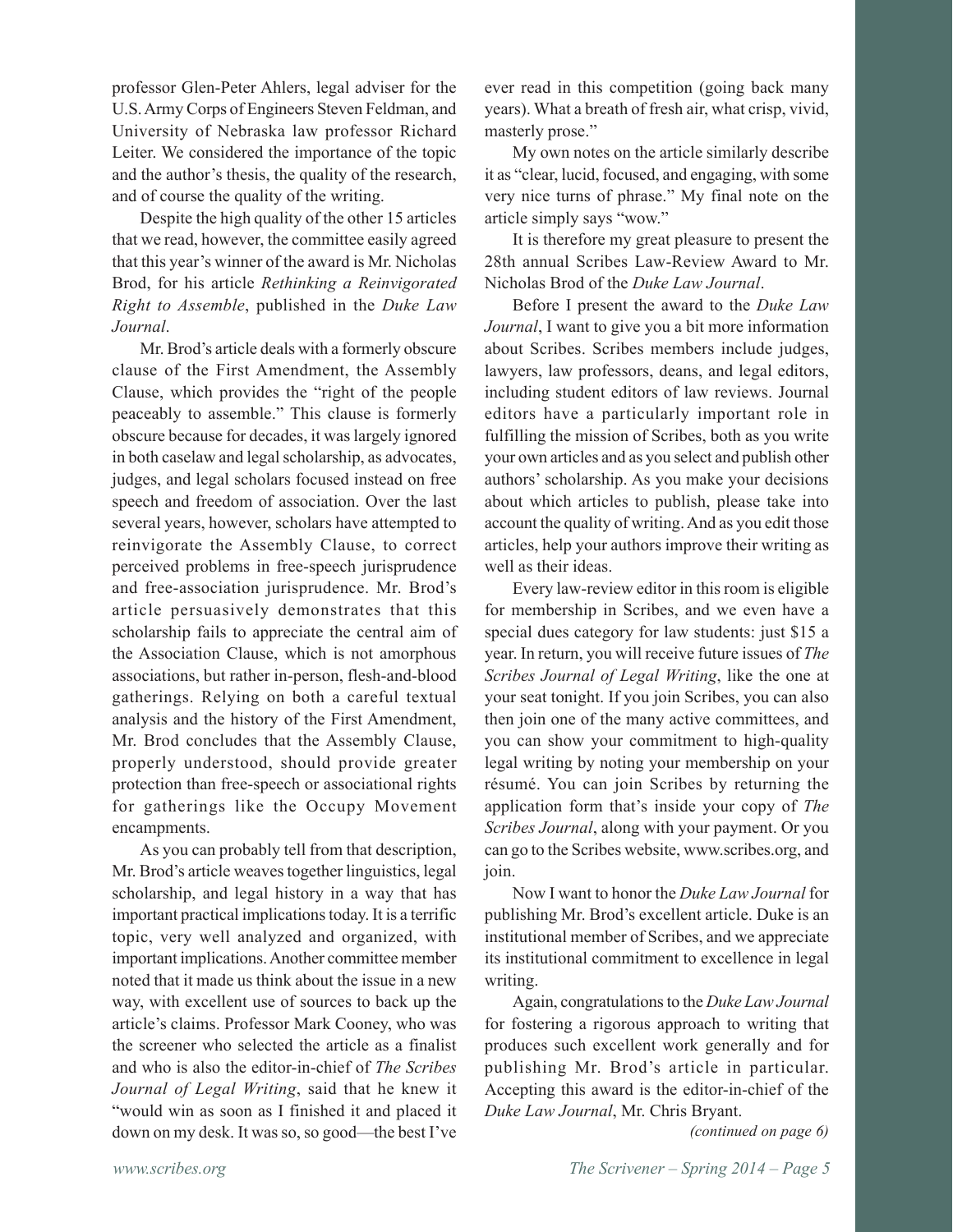professor Glen-Peter Ahlers, legal adviser for the U.S. Army Corps of Engineers Steven Feldman, and University of Nebraska law professor Richard Leiter. We considered the importance of the topic and the author's thesis, the quality of the research, and of course the quality of the writing.

Despite the high quality of the other 15 articles that we read, however, the committee easily agreed that this year's winner of the award is Mr. Nicholas Brod, for his article *Rethinking a Reinvigorated Right to Assemble*, published in the *Duke Law Journal*.

Mr. Brod's article deals with a formerly obscure clause of the First Amendment, the Assembly Clause, which provides the "right of the people peaceably to assemble." This clause is formerly obscure because for decades, it was largely ignored in both caselaw and legal scholarship, as advocates, judges, and legal scholars focused instead on free speech and freedom of association. Over the last several years, however, scholars have attempted to reinvigorate the Assembly Clause, to correct perceived problems in free-speech jurisprudence and free-association jurisprudence. Mr. Brod's article persuasively demonstrates that this scholarship fails to appreciate the central aim of the Association Clause, which is not amorphous associations, but rather in-person, flesh-and-blood gatherings. Relying on both a careful textual analysis and the history of the First Amendment, Mr. Brod concludes that the Assembly Clause, properly understood, should provide greater protection than free-speech or associational rights for gatherings like the Occupy Movement encampments.

As you can probably tell from that description, Mr. Brod's article weaves together linguistics, legal scholarship, and legal history in a way that has important practical implications today. It is a terrific topic, very well analyzed and organized, with important implications. Another committee member noted that it made us think about the issue in a new way, with excellent use of sources to back up the article's claims. Professor Mark Cooney, who was the screener who selected the article as a finalist and who is also the editor-in-chief of *The Scribes Journal of Legal Writing*, said that he knew it "would win as soon as I finished it and placed it down on my desk. It was so, so good—the best I've ever read in this competition (going back many years). What a breath of fresh air, what crisp, vivid, masterly prose."

My own notes on the article similarly describe it as "clear, lucid, focused, and engaging, with some very nice turns of phrase." My final note on the article simply says "wow."

It is therefore my great pleasure to present the 28th annual Scribes Law-Review Award to Mr. Nicholas Brod of the *Duke Law Journal*.

Before I present the award to the *Duke Law Journal*, I want to give you a bit more information about Scribes. Scribes members include judges, lawyers, law professors, deans, and legal editors, including student editors of law reviews. Journal editors have a particularly important role in fulfilling the mission of Scribes, both as you write your own articles and as you select and publish other authors' scholarship. As you make your decisions about which articles to publish, please take into account the quality of writing. And as you edit those articles, help your authors improve their writing as well as their ideas.

Every law-review editor in this room is eligible for membership in Scribes, and we even have a special dues category for law students: just $15 a year. In return, you will receive future issues of *The Scribes Journal of Legal Writing*, like the one at your seat tonight. If you join Scribes, you can also then join one of the many active committees, and you can show your commitment to high-quality legal writing by noting your membership on your résumé. You can join Scribes by returning the application form that's inside your copy of *The Scribes Journal*, along with your payment. Or you can go to the Scribes website, www.scribes.org, and join.

Now I want to honor the *Duke Law Journal* for publishing Mr. Brod's excellent article. Duke is an institutional member of Scribes, and we appreciate its institutional commitment to excellence in legal writing.

Again, congratulations to the *Duke Law Journal* for fostering a rigorous approach to writing that produces such excellent work generally and for publishing Mr. Brod's article in particular. Accepting this award is the editor-in-chief of the *Duke Law Journal*, Mr. Chris Bryant.

*(continued on page 6)*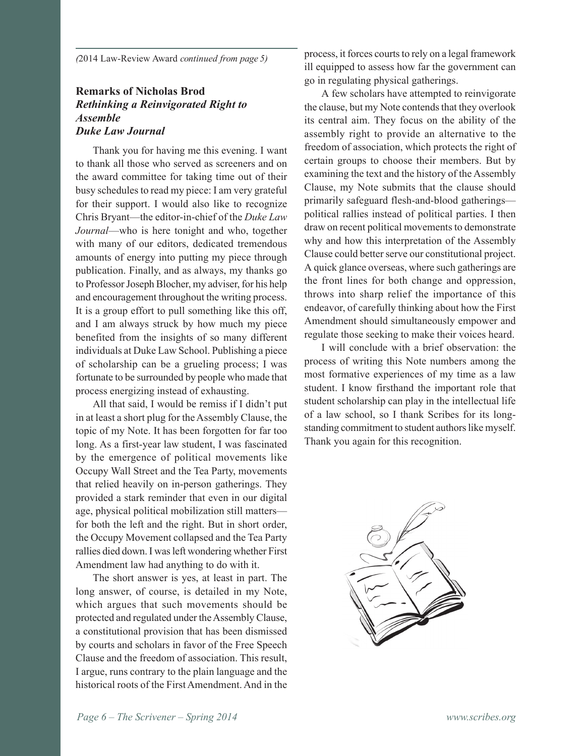*(2014 Law-Review Award continued from page 5)*

### Remarks of Nicholas Brod
### *Rethinking a Reinvigorated Right to Assemble*
### *Duke Law Journal*

Thank you for having me this evening. I want to thank all those who served as screeners and on the award committee for taking time out of their busy schedules to read my piece: I am very grateful for their support. I would also like to recognize Chris Bryant—the editor-in-chief of the *Duke Law Journal*—who is here tonight and who, together with many of our editors, dedicated tremendous amounts of energy into putting my piece through publication. Finally, and as always, my thanks go to Professor Joseph Blocher, my adviser, for his help and encouragement throughout the writing process. It is a group effort to pull something like this off, and I am always struck by how much my piece benefited from the insights of so many different individuals at Duke Law School. Publishing a piece of scholarship can be a grueling process; I was fortunate to be surrounded by people who made that process energizing instead of exhausting.

All that said, I would be remiss if I didn't put in at least a short plug for the Assembly Clause, the topic of my Note. It has been forgotten for far too long. As a first-year law student, I was fascinated by the emergence of political movements like Occupy Wall Street and the Tea Party, movements that relied heavily on in-person gatherings. They provided a stark reminder that even in our digital age, physical political mobilization still matters—for both the left and the right. But in short order, the Occupy Movement collapsed and the Tea Party rallies died down. I was left wondering whether First Amendment law had anything to do with it.

The short answer is yes, at least in part. The long answer, of course, is detailed in my Note, which argues that such movements should be protected and regulated under the Assembly Clause, a constitutional provision that has been dismissed by courts and scholars in favor of the Free Speech Clause and the freedom of association. This result, I argue, runs contrary to the plain language and the historical roots of the First Amendment. And in the process, it forces courts to rely on a legal framework ill equipped to assess how far the government can go in regulating physical gatherings.

A few scholars have attempted to reinvigorate the clause, but my Note contends that they overlook its central aim. They focus on the ability of the assembly right to provide an alternative to the freedom of association, which protects the right of certain groups to choose their members. But by examining the text and the history of the Assembly Clause, my Note submits that the clause should primarily safeguard flesh-and-blood gatherings—political rallies instead of political parties. I then draw on recent political movements to demonstrate why and how this interpretation of the Assembly Clause could better serve our constitutional project. A quick glance overseas, where such gatherings are the front lines for both change and oppression, throws into sharp relief the importance of this endeavor, of carefully thinking about how the First Amendment should simultaneously empower and regulate those seeking to make their voices heard.

I will conclude with a brief observation: the process of writing this Note numbers among the most formative experiences of my time as a law student. I know firsthand the important role that student scholarship can play in the intellectual life of a law school, so I thank Scribes for its long-standing commitment to student authors like myself. Thank you again for this recognition.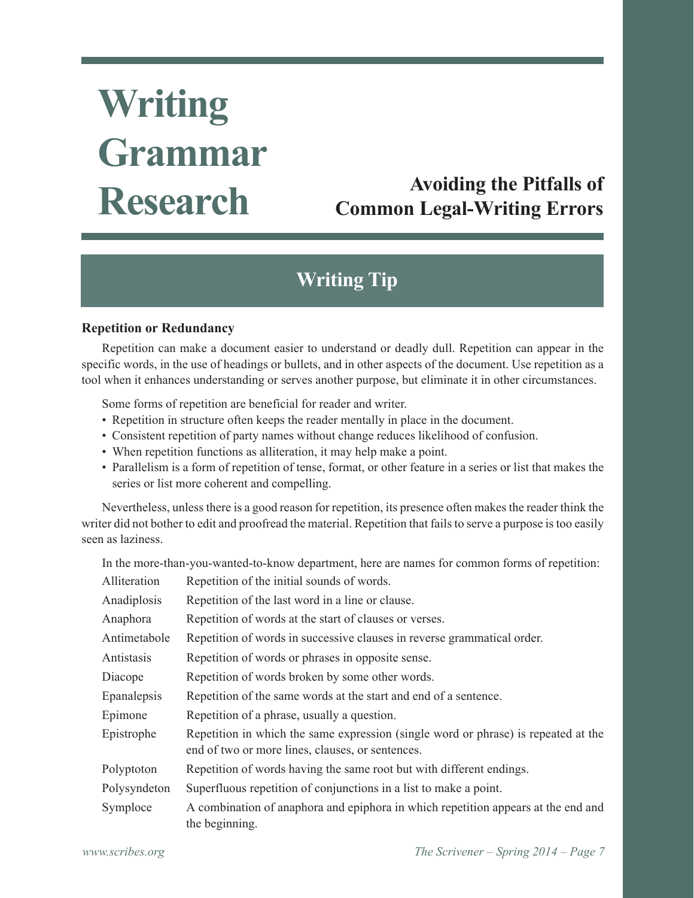# Writing Grammar Research

## Avoiding the Pitfalls of Common Legal-Writing Errors

## Writing Tip

**Repetition or Redundancy**

Repetition can make a document easier to understand or deadly dull. Repetition can appear in the specific words, in the use of headings or bullets, and in other aspects of the document. Use repetition as a tool when it enhances understanding or serves another purpose, but eliminate it in other circumstances.

Some forms of repetition are beneficial for reader and writer.

- Repetition in structure often keeps the reader mentally in place in the document.
- Consistent repetition of party names without change reduces likelihood of confusion.
- When repetition functions as alliteration, it may help make a point.
- Parallelism is a form of repetition of tense, format, or other feature in a series or list that makes the series or list more coherent and compelling.

Nevertheless, unless there is a good reason for repetition, its presence often makes the reader think the writer did not bother to edit and proofread the material. Repetition that fails to serve a purpose is too easily seen as laziness.

In the more-than-you-wanted-to-know department, here are names for common forms of repetition:

| | |
|---|---|
| Alliteration | Repetition of the initial sounds of words. |
| Anadiplosis | Repetition of the last word in a line or clause. |
| Anaphora | Repetition of words at the start of clauses or verses. |
| Antimetabole | Repetition of words in successive clauses in reverse grammatical order. |
| Antistasis | Repetition of words or phrases in opposite sense. |
| Diacope | Repetition of words broken by some other words. |
| Epanalepsis | Repetition of the same words at the start and end of a sentence. |
| Epimone | Repetition of a phrase, usually a question. |
| Epistrophe | Repetition in which the same expression (single word or phrase) is repeated at the end of two or more lines, clauses, or sentences. |
| Polyptoton | Repetition of words having the same root but with different endings. |
| Polysyndeton | Superfluous repetition of conjunctions in a list to make a point. |
| Symploce | A combination of anaphora and epiphora in which repetition appears at the end and the beginning. |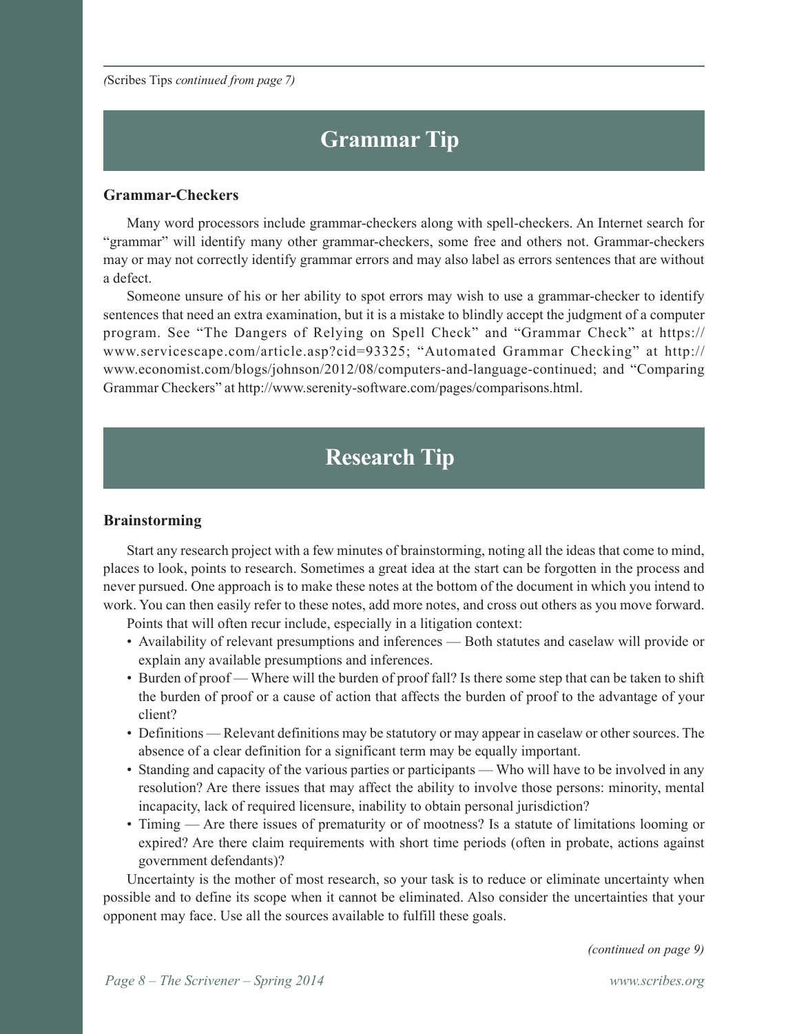*(*Scribes Tips *continued from page 7)*

## Grammar Tip

### Grammar-Checkers

Many word processors include grammar-checkers along with spell-checkers. An Internet search for "grammar" will identify many other grammar-checkers, some free and others not. Grammar-checkers may or may not correctly identify grammar errors and may also label as errors sentences that are without a defect.

Someone unsure of his or her ability to spot errors may wish to use a grammar-checker to identify sentences that need an extra examination, but it is a mistake to blindly accept the judgment of a computer program. See "The Dangers of Relying on Spell Check" and "Grammar Check" at https://www.servicescape.com/article.asp?cid=93325; "Automated Grammar Checking" at http://www.economist.com/blogs/johnson/2012/08/computers-and-language-continued; and "Comparing Grammar Checkers" at http://www.serenity-software.com/pages/comparisons.html.

## Research Tip

### Brainstorming

Start any research project with a few minutes of brainstorming, noting all the ideas that come to mind, places to look, points to research. Sometimes a great idea at the start can be forgotten in the process and never pursued. One approach is to make these notes at the bottom of the document in which you intend to work. You can then easily refer to these notes, add more notes, and cross out others as you move forward.

Points that will often recur include, especially in a litigation context:

- Availability of relevant presumptions and inferences — Both statutes and caselaw will provide or explain any available presumptions and inferences.
- Burden of proof — Where will the burden of proof fall? Is there some step that can be taken to shift the burden of proof or a cause of action that affects the burden of proof to the advantage of your client?
- Definitions — Relevant definitions may be statutory or may appear in caselaw or other sources. The absence of a clear definition for a significant term may be equally important.
- Standing and capacity of the various parties or participants — Who will have to be involved in any resolution? Are there issues that may affect the ability to involve those persons: minority, mental incapacity, lack of required licensure, inability to obtain personal jurisdiction?
- Timing — Are there issues of prematurity or of mootness? Is a statute of limitations looming or expired? Are there claim requirements with short time periods (often in probate, actions against government defendants)?

Uncertainty is the mother of most research, so your task is to reduce or eliminate uncertainty when possible and to define its scope when it cannot be eliminated. Also consider the uncertainties that your opponent may face. Use all the sources available to fulfill these goals.

*(continued on page 9)*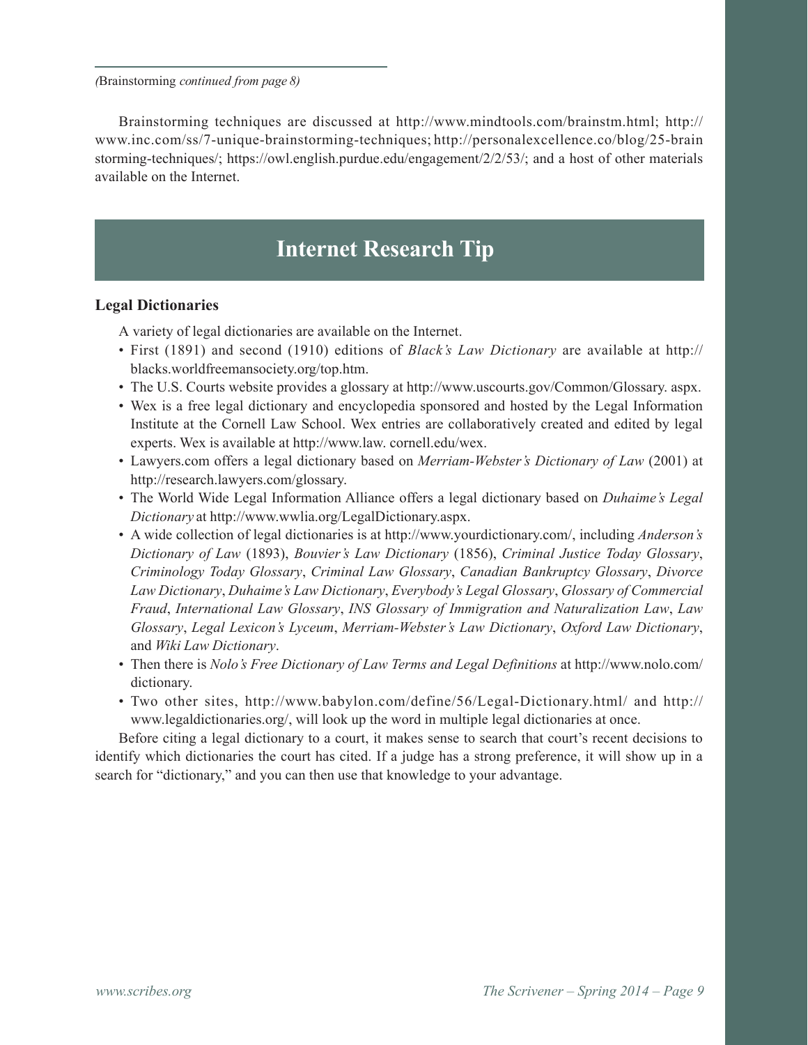*(*Brainstorming *continued from page 8)*

Brainstorming techniques are discussed at http://www.mindtools.com/brainstm.html; http://www.inc.com/ss/7-unique-brainstorming-techniques; http://personalexcellence.co/blog/25-brainstorming-techniques/; https://owl.english.purdue.edu/engagement/2/2/53/; and a host of other materials available on the Internet.

## Internet Research Tip

### Legal Dictionaries

A variety of legal dictionaries are available on the Internet.

- First (1891) and second (1910) editions of *Black's Law Dictionary* are available at http://blacks.worldfreemansociety.org/top.htm.
- The U.S. Courts website provides a glossary at http://www.uscourts.gov/Common/Glossary. aspx.
- Wex is a free legal dictionary and encyclopedia sponsored and hosted by the Legal Information Institute at the Cornell Law School. Wex entries are collaboratively created and edited by legal experts. Wex is available at http://www.law. cornell.edu/wex.
- Lawyers.com offers a legal dictionary based on *Merriam-Webster's Dictionary of Law* (2001) at http://research.lawyers.com/glossary.
- The World Wide Legal Information Alliance offers a legal dictionary based on *Duhaime's Legal Dictionary* at http://www.wwlia.org/LegalDictionary.aspx.
- A wide collection of legal dictionaries is at http://www.yourdictionary.com/, including *Anderson's Dictionary of Law* (1893), *Bouvier's Law Dictionary* (1856), *Criminal Justice Today Glossary*, *Criminology Today Glossary*, *Criminal Law Glossary*, *Canadian Bankruptcy Glossary*, *Divorce Law Dictionary*, *Duhaime's Law Dictionary*, *Everybody's Legal Glossary*, *Glossary of Commercial Fraud*, *International Law Glossary*, *INS Glossary of Immigration and Naturalization Law*, *Law Glossary*, *Legal Lexicon's Lyceum*, *Merriam-Webster's Law Dictionary*, *Oxford Law Dictionary*, and *Wiki Law Dictionary*.
- Then there is *Nolo's Free Dictionary of Law Terms and Legal Definitions* at http://www.nolo.com/dictionary.
- Two other sites, http://www.babylon.com/define/56/Legal-Dictionary.html/ and http://www.legaldictionaries.org/, will look up the word in multiple legal dictionaries at once.

Before citing a legal dictionary to a court, it makes sense to search that court's recent decisions to identify which dictionaries the court has cited. If a judge has a strong preference, it will show up in a search for "dictionary," and you can then use that knowledge to your advantage.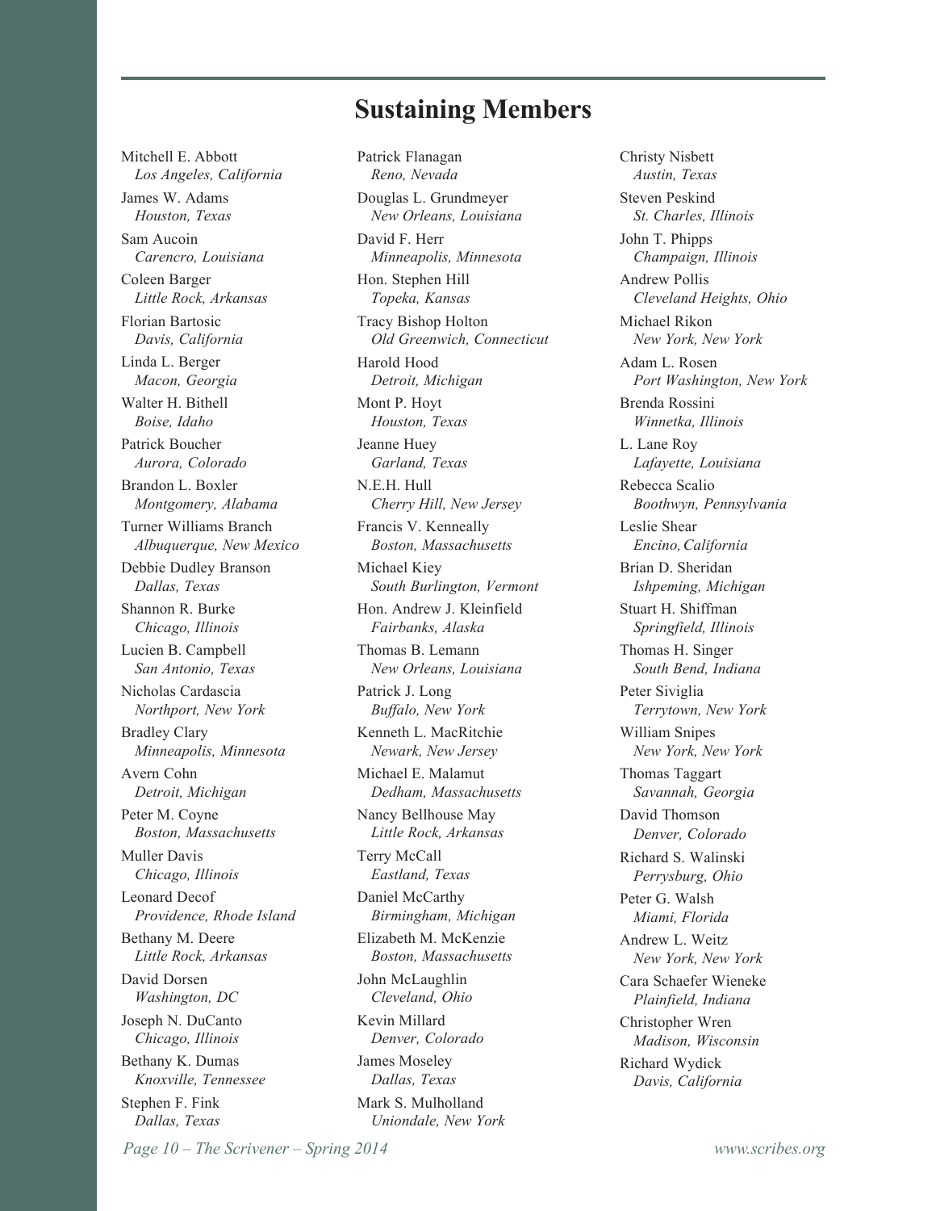# Sustaining Members

Mitchell E. Abbott
*Los Angeles, California*

James W. Adams
*Houston, Texas*

Sam Aucoin
*Carencro, Louisiana*

Coleen Barger
*Little Rock, Arkansas*

Florian Bartosic
*Davis, California*

Linda L. Berger
*Macon, Georgia*

Walter H. Bithell
*Boise, Idaho*

Patrick Boucher
*Aurora, Colorado*

Brandon L. Boxler
*Montgomery, Alabama*

Turner Williams Branch
*Albuquerque, New Mexico*

Debbie Dudley Branson
*Dallas, Texas*

Shannon R. Burke
*Chicago, Illinois*

Lucien B. Campbell
*San Antonio, Texas*

Nicholas Cardascia
*Northport, New York*

Bradley Clary
*Minneapolis, Minnesota*

Avern Cohn
*Detroit, Michigan*

Peter M. Coyne
*Boston, Massachusetts*

Muller Davis
*Chicago, Illinois*

Leonard Decof
*Providence, Rhode Island*

Bethany M. Deere
*Little Rock, Arkansas*

David Dorsen
*Washington, DC*

Joseph N. DuCanto
*Chicago, Illinois*

Bethany K. Dumas
*Knoxville, Tennessee*

Stephen F. Fink
*Dallas, Texas*

Patrick Flanagan
*Reno, Nevada*

Douglas L. Grundmeyer
*New Orleans, Louisiana*

David F. Herr
*Minneapolis, Minnesota*

Hon. Stephen Hill
*Topeka, Kansas*

Tracy Bishop Holton
*Old Greenwich, Connecticut*

Harold Hood
*Detroit, Michigan*

Mont P. Hoyt
*Houston, Texas*

Jeanne Huey
*Garland, Texas*

N.E.H. Hull
*Cherry Hill, New Jersey*

Francis V. Kenneally
*Boston, Massachusetts*

Michael Kiey
*South Burlington, Vermont*

Hon. Andrew J. Kleinfield
*Fairbanks, Alaska*

Thomas B. Lemann
*New Orleans, Louisiana*

Patrick J. Long
*Buffalo, New York*

Kenneth L. MacRitchie
*Newark, New Jersey*

Michael E. Malamut
*Dedham, Massachusetts*

Nancy Bellhouse May
*Little Rock, Arkansas*

Terry McCall
*Eastland, Texas*

Daniel McCarthy
*Birmingham, Michigan*

Elizabeth M. McKenzie
*Boston, Massachusetts*

John McLaughlin
*Cleveland, Ohio*

Kevin Millard
*Denver, Colorado*

James Moseley
*Dallas, Texas*

Mark S. Mulholland
*Uniondale, New York*

Christy Nisbett
*Austin, Texas*

Steven Peskind
*St. Charles, Illinois*

John T. Phipps
*Champaign, Illinois*

Andrew Pollis
*Cleveland Heights, Ohio*

Michael Rikon
*New York, New York*

Adam L. Rosen
*Port Washington, New York*

Brenda Rossini
*Winnetka, Illinois*

L. Lane Roy
*Lafayette, Louisiana*

Rebecca Scalio
*Boothwyn, Pennsylvania*

Leslie Shear
*Encino, California*

Brian D. Sheridan
*Ishpeming, Michigan*

Stuart H. Shiffman
*Springfield, Illinois*

Thomas H. Singer
*South Bend, Indiana*

Peter Siviglia
*Terrytown, New York*

William Snipes
*New York, New York*

Thomas Taggart
*Savannah, Georgia*

David Thomson
*Denver, Colorado*

Richard S. Walinski
*Perrysburg, Ohio*

Peter G. Walsh
*Miami, Florida*

Andrew L. Weitz
*New York, New York*

Cara Schaefer Wieneke
*Plainfield, Indiana*

Christopher Wren
*Madison, Wisconsin*

Richard Wydick
*Davis, California*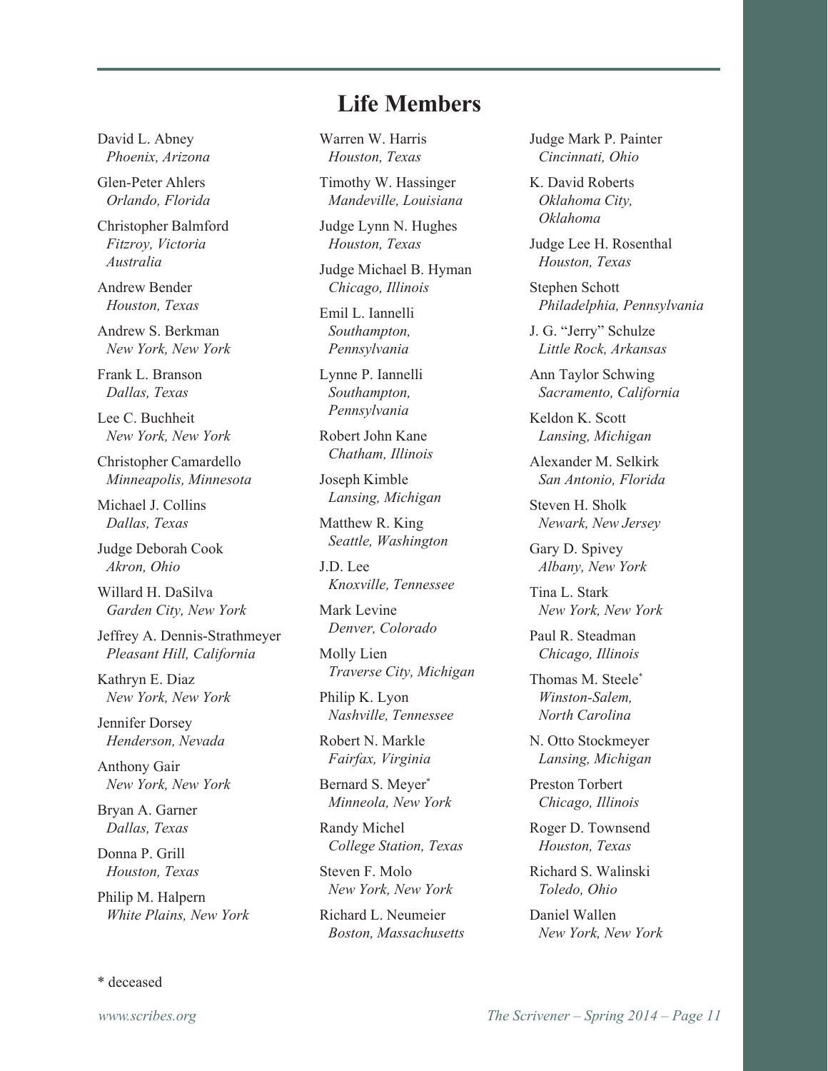# Life Members

David L. Abney
*Phoenix, Arizona*

Glen-Peter Ahlers
*Orlando, Florida*

Christopher Balmford
*Fitzroy, Victoria Australia*

Andrew Bender
*Houston, Texas*

Andrew S. Berkman
*New York, New York*

Frank L. Branson
*Dallas, Texas*

Lee C. Buchheit
*New York, New York*

Christopher Camardello
*Minneapolis, Minnesota*

Michael J. Collins
*Dallas, Texas*

Judge Deborah Cook
*Akron, Ohio*

Willard H. DaSilva
*Garden City, New York*

Jeffrey A. Dennis-Strathmeyer
*Pleasant Hill, California*

Kathryn E. Diaz
*New York, New York*

Jennifer Dorsey
*Henderson, Nevada*

Anthony Gair
*New York, New York*

Bryan A. Garner
*Dallas, Texas*

Donna P. Grill
*Houston, Texas*

Philip M. Halpern
*White Plains, New York*

Warren W. Harris
*Houston, Texas*

Timothy W. Hassinger
*Mandeville, Louisiana*

Judge Lynn N. Hughes
*Houston, Texas*

Judge Michael B. Hyman
*Chicago, Illinois*

Emil L. Iannelli
*Southampton, Pennsylvania*

Lynne P. Iannelli
*Southampton, Pennsylvania*

Robert John Kane
*Chatham, Illinois*

Joseph Kimble
*Lansing, Michigan*

Matthew R. King
*Seattle, Washington*

J.D. Lee
*Knoxville, Tennessee*

Mark Levine
*Denver, Colorado*

Molly Lien
*Traverse City, Michigan*

Philip K. Lyon
*Nashville, Tennessee*

Robert N. Markle
*Fairfax, Virginia*

Bernard S. Meyer*
*Minneola, New York*

Randy Michel
*College Station, Texas*

Steven F. Molo
*New York, New York*

Richard L. Neumeier
*Boston, Massachusetts*

Judge Mark P. Painter
*Cincinnati, Ohio*

K. David Roberts
*Oklahoma City, Oklahoma*

Judge Lee H. Rosenthal
*Houston, Texas*

Stephen Schott
*Philadelphia, Pennsylvania*

J. G. "Jerry" Schulze
*Little Rock, Arkansas*

Ann Taylor Schwing
*Sacramento, California*

Keldon K. Scott
*Lansing, Michigan*

Alexander M. Selkirk
*San Antonio, Florida*

Steven H. Sholk
*Newark, New Jersey*

Gary D. Spivey
*Albany, New York*

Tina L. Stark
*New York, New York*

Paul R. Steadman
*Chicago, Illinois*

Thomas M. Steele*
*Winston-Salem, North Carolina*

N. Otto Stockmeyer
*Lansing, Michigan*

Preston Torbert
*Chicago, Illinois*

Roger D. Townsend
*Houston, Texas*

Richard S. Walinski
*Toledo, Ohio*

Daniel Wallen
*New York, New York*

\* deceased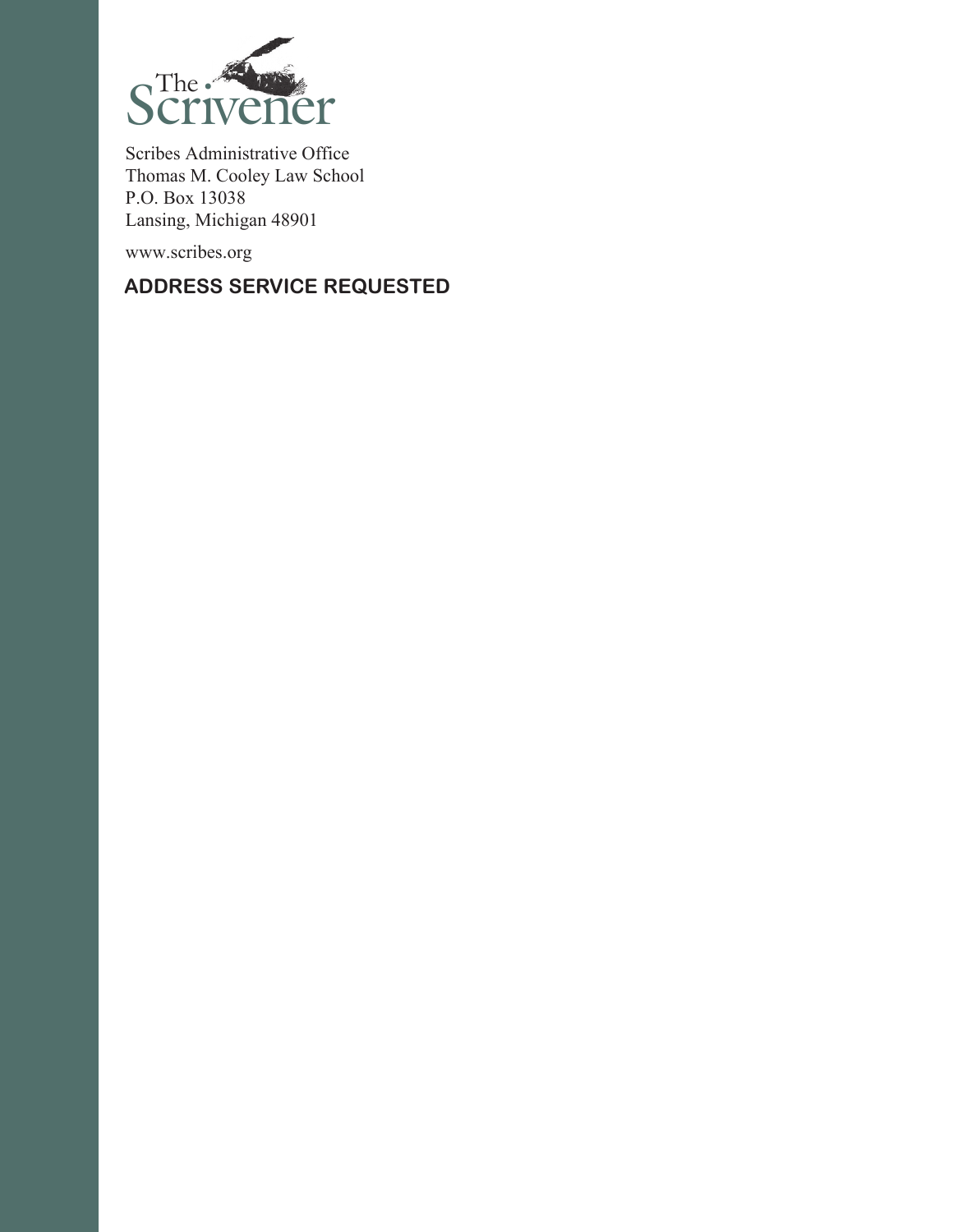The Scrivener

Scribes Administrative Office
Thomas M. Cooley Law School
P.O. Box 13038
Lansing, Michigan 48901

www.scribes.org

**ADDRESS SERVICE REQUESTED**